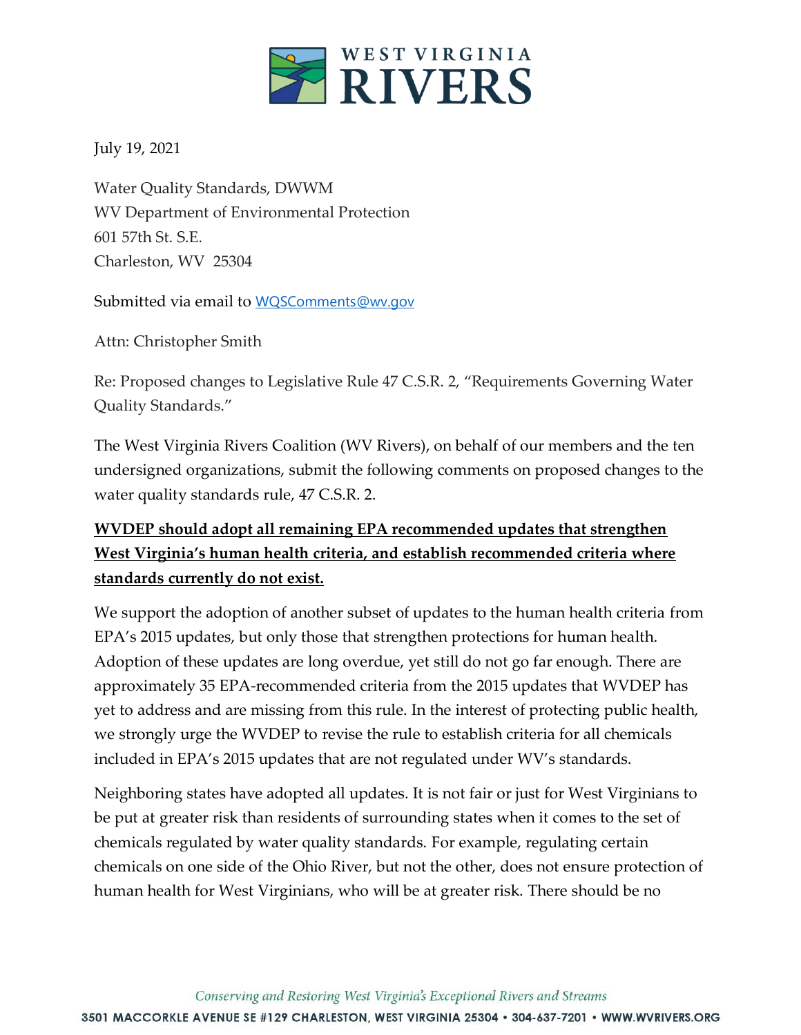# WEST VIRGINIA RIVERS

July 19, 2021

Water Quality Standards, DWWM
WV Department of Environmental Protection
601 57th St. S.E.
Charleston, WV 25304

Submitted via email to WQSComments@wv.gov

Attn: Christopher Smith

Re: Proposed changes to Legislative Rule 47 C.S.R. 2, "Requirements Governing Water Quality Standards."

The West Virginia Rivers Coalition (WV Rivers), on behalf of our members and the ten undersigned organizations, submit the following comments on proposed changes to the water quality standards rule, 47 C.S.R. 2.

**WVDEP should adopt all remaining EPA recommended updates that strengthen West Virginia's human health criteria, and establish recommended criteria where standards currently do not exist.**

We support the adoption of another subset of updates to the human health criteria from EPA's 2015 updates, but only those that strengthen protections for human health. Adoption of these updates are long overdue, yet still do not go far enough. There are approximately 35 EPA-recommended criteria from the 2015 updates that WVDEP has yet to address and are missing from this rule. In the interest of protecting public health, we strongly urge the WVDEP to revise the rule to establish criteria for all chemicals included in EPA's 2015 updates that are not regulated under WV's standards.

Neighboring states have adopted all updates. It is not fair or just for West Virginians to be put at greater risk than residents of surrounding states when it comes to the set of chemicals regulated by water quality standards. For example, regulating certain chemicals on one side of the Ohio River, but not the other, does not ensure protection of human health for West Virginians, who will be at greater risk. There should be no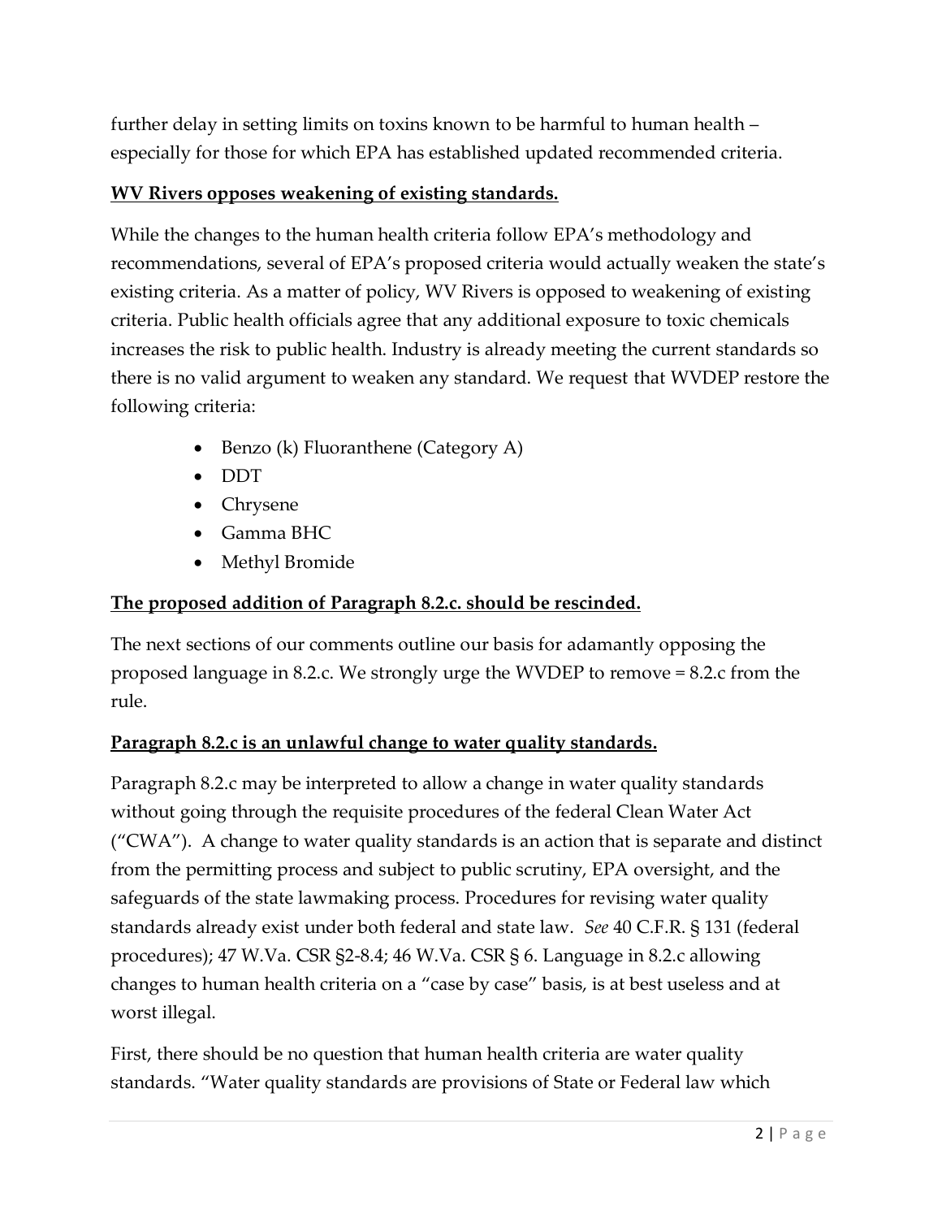further delay in setting limits on toxins known to be harmful to human health – especially for those for which EPA has established updated recommended criteria.

**WV Rivers opposes weakening of existing standards.**

While the changes to the human health criteria follow EPA's methodology and recommendations, several of EPA's proposed criteria would actually weaken the state's existing criteria. As a matter of policy, WV Rivers is opposed to weakening of existing criteria. Public health officials agree that any additional exposure to toxic chemicals increases the risk to public health. Industry is already meeting the current standards so there is no valid argument to weaken any standard. We request that WVDEP restore the following criteria:

- Benzo (k) Fluoranthene (Category A)
- DDT
- Chrysene
- Gamma BHC
- Methyl Bromide

**The proposed addition of Paragraph 8.2.c. should be rescinded.**

The next sections of our comments outline our basis for adamantly opposing the proposed language in 8.2.c. We strongly urge the WVDEP to remove = 8.2.c from the rule.

**Paragraph 8.2.c is an unlawful change to water quality standards.**

Paragraph 8.2.c may be interpreted to allow a change in water quality standards without going through the requisite procedures of the federal Clean Water Act ("CWA"). A change to water quality standards is an action that is separate and distinct from the permitting process and subject to public scrutiny, EPA oversight, and the safeguards of the state lawmaking process. Procedures for revising water quality standards already exist under both federal and state law. *See* 40 C.F.R. § 131 (federal procedures); 47 W.Va. CSR §2-8.4; 46 W.Va. CSR § 6. Language in 8.2.c allowing changes to human health criteria on a "case by case" basis, is at best useless and at worst illegal.

First, there should be no question that human health criteria are water quality standards. "Water quality standards are provisions of State or Federal law which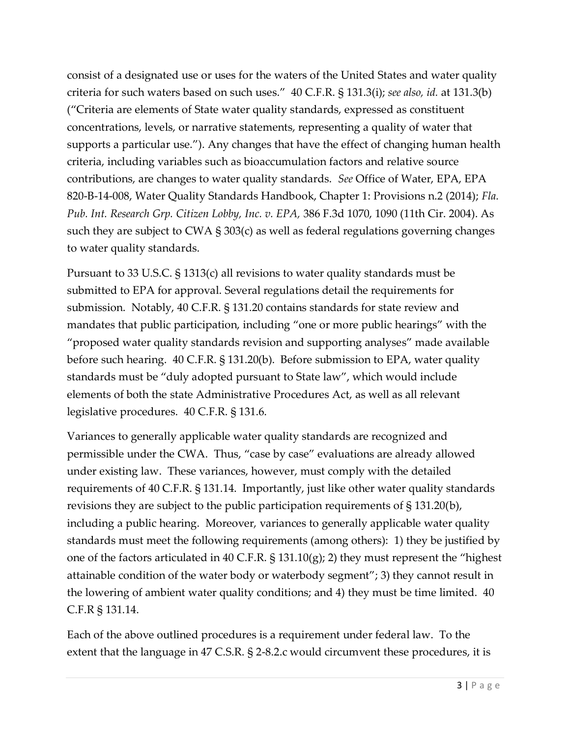consist of a designated use or uses for the waters of the United States and water quality criteria for such waters based on such uses." 40 C.F.R. § 131.3(i); *see also, id.* at 131.3(b) ("Criteria are elements of State water quality standards, expressed as constituent concentrations, levels, or narrative statements, representing a quality of water that supports a particular use."). Any changes that have the effect of changing human health criteria, including variables such as bioaccumulation factors and relative source contributions, are changes to water quality standards. *See* Office of Water, EPA, EPA 820-B-14-008, Water Quality Standards Handbook, Chapter 1: Provisions n.2 (2014); *Fla. Pub. Int. Research Grp. Citizen Lobby, Inc. v. EPA,* 386 F.3d 1070, 1090 (11th Cir. 2004). As such they are subject to CWA § 303(c) as well as federal regulations governing changes to water quality standards.

Pursuant to 33 U.S.C. § 1313(c) all revisions to water quality standards must be submitted to EPA for approval. Several regulations detail the requirements for submission. Notably, 40 C.F.R. § 131.20 contains standards for state review and mandates that public participation, including "one or more public hearings" with the "proposed water quality standards revision and supporting analyses" made available before such hearing. 40 C.F.R. § 131.20(b). Before submission to EPA, water quality standards must be "duly adopted pursuant to State law", which would include elements of both the state Administrative Procedures Act, as well as all relevant legislative procedures. 40 C.F.R. § 131.6.

Variances to generally applicable water quality standards are recognized and permissible under the CWA. Thus, "case by case" evaluations are already allowed under existing law. These variances, however, must comply with the detailed requirements of 40 C.F.R. § 131.14. Importantly, just like other water quality standards revisions they are subject to the public participation requirements of § 131.20(b), including a public hearing. Moreover, variances to generally applicable water quality standards must meet the following requirements (among others): 1) they be justified by one of the factors articulated in 40 C.F.R. § 131.10(g); 2) they must represent the "highest attainable condition of the water body or waterbody segment"; 3) they cannot result in the lowering of ambient water quality conditions; and 4) they must be time limited. 40 C.F.R § 131.14.

Each of the above outlined procedures is a requirement under federal law. To the extent that the language in 47 C.S.R. § 2-8.2.c would circumvent these procedures, it is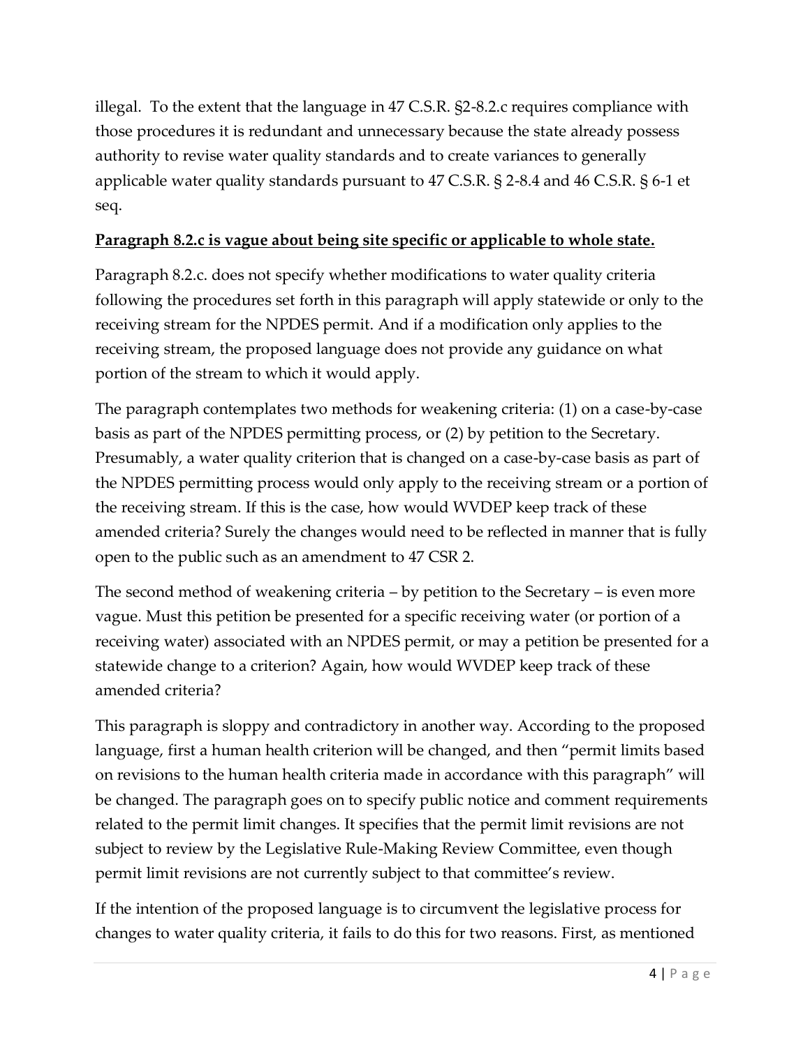illegal. To the extent that the language in 47 C.S.R. §2-8.2.c requires compliance with those procedures it is redundant and unnecessary because the state already possess authority to revise water quality standards and to create variances to generally applicable water quality standards pursuant to 47 C.S.R. § 2-8.4 and 46 C.S.R. § 6-1 et seq.

**Paragraph 8.2.c is vague about being site specific or applicable to whole state.**

Paragraph 8.2.c. does not specify whether modifications to water quality criteria following the procedures set forth in this paragraph will apply statewide or only to the receiving stream for the NPDES permit. And if a modification only applies to the receiving stream, the proposed language does not provide any guidance on what portion of the stream to which it would apply.

The paragraph contemplates two methods for weakening criteria: (1) on a case-by-case basis as part of the NPDES permitting process, or (2) by petition to the Secretary. Presumably, a water quality criterion that is changed on a case-by-case basis as part of the NPDES permitting process would only apply to the receiving stream or a portion of the receiving stream. If this is the case, how would WVDEP keep track of these amended criteria? Surely the changes would need to be reflected in manner that is fully open to the public such as an amendment to 47 CSR 2.

The second method of weakening criteria – by petition to the Secretary – is even more vague. Must this petition be presented for a specific receiving water (or portion of a receiving water) associated with an NPDES permit, or may a petition be presented for a statewide change to a criterion? Again, how would WVDEP keep track of these amended criteria?

This paragraph is sloppy and contradictory in another way. According to the proposed language, first a human health criterion will be changed, and then "permit limits based on revisions to the human health criteria made in accordance with this paragraph" will be changed. The paragraph goes on to specify public notice and comment requirements related to the permit limit changes. It specifies that the permit limit revisions are not subject to review by the Legislative Rule-Making Review Committee, even though permit limit revisions are not currently subject to that committee's review.

If the intention of the proposed language is to circumvent the legislative process for changes to water quality criteria, it fails to do this for two reasons. First, as mentioned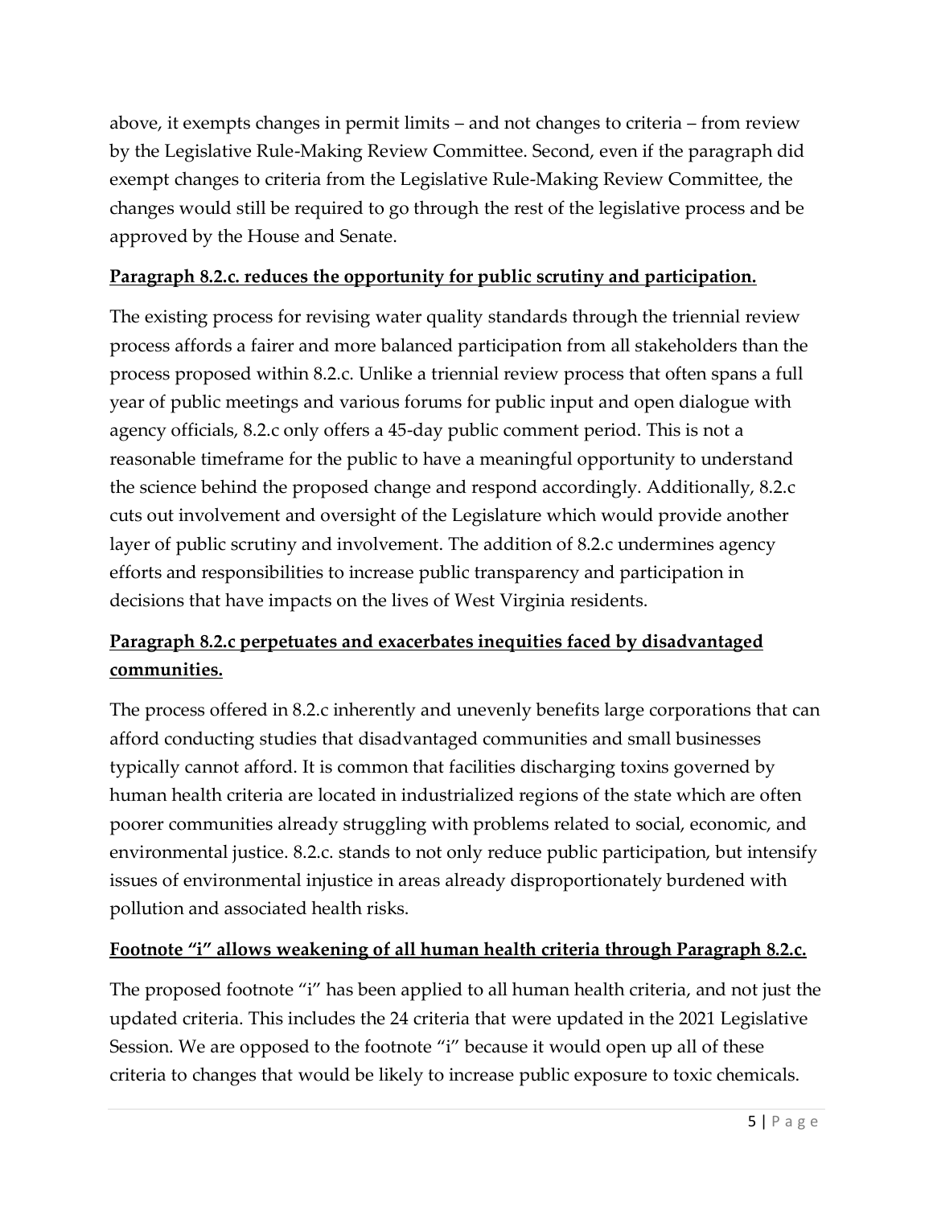above, it exempts changes in permit limits – and not changes to criteria – from review by the Legislative Rule-Making Review Committee. Second, even if the paragraph did exempt changes to criteria from the Legislative Rule-Making Review Committee, the changes would still be required to go through the rest of the legislative process and be approved by the House and Senate.

**Paragraph 8.2.c. reduces the opportunity for public scrutiny and participation.**

The existing process for revising water quality standards through the triennial review process affords a fairer and more balanced participation from all stakeholders than the process proposed within 8.2.c. Unlike a triennial review process that often spans a full year of public meetings and various forums for public input and open dialogue with agency officials, 8.2.c only offers a 45-day public comment period. This is not a reasonable timeframe for the public to have a meaningful opportunity to understand the science behind the proposed change and respond accordingly. Additionally, 8.2.c cuts out involvement and oversight of the Legislature which would provide another layer of public scrutiny and involvement. The addition of 8.2.c undermines agency efforts and responsibilities to increase public transparency and participation in decisions that have impacts on the lives of West Virginia residents.

**Paragraph 8.2.c perpetuates and exacerbates inequities faced by disadvantaged communities.**

The process offered in 8.2.c inherently and unevenly benefits large corporations that can afford conducting studies that disadvantaged communities and small businesses typically cannot afford. It is common that facilities discharging toxins governed by human health criteria are located in industrialized regions of the state which are often poorer communities already struggling with problems related to social, economic, and environmental justice. 8.2.c. stands to not only reduce public participation, but intensify issues of environmental injustice in areas already disproportionately burdened with pollution and associated health risks.

**Footnote "i" allows weakening of all human health criteria through Paragraph 8.2.c.**

The proposed footnote "i" has been applied to all human health criteria, and not just the updated criteria. This includes the 24 criteria that were updated in the 2021 Legislative Session. We are opposed to the footnote "i" because it would open up all of these criteria to changes that would be likely to increase public exposure to toxic chemicals.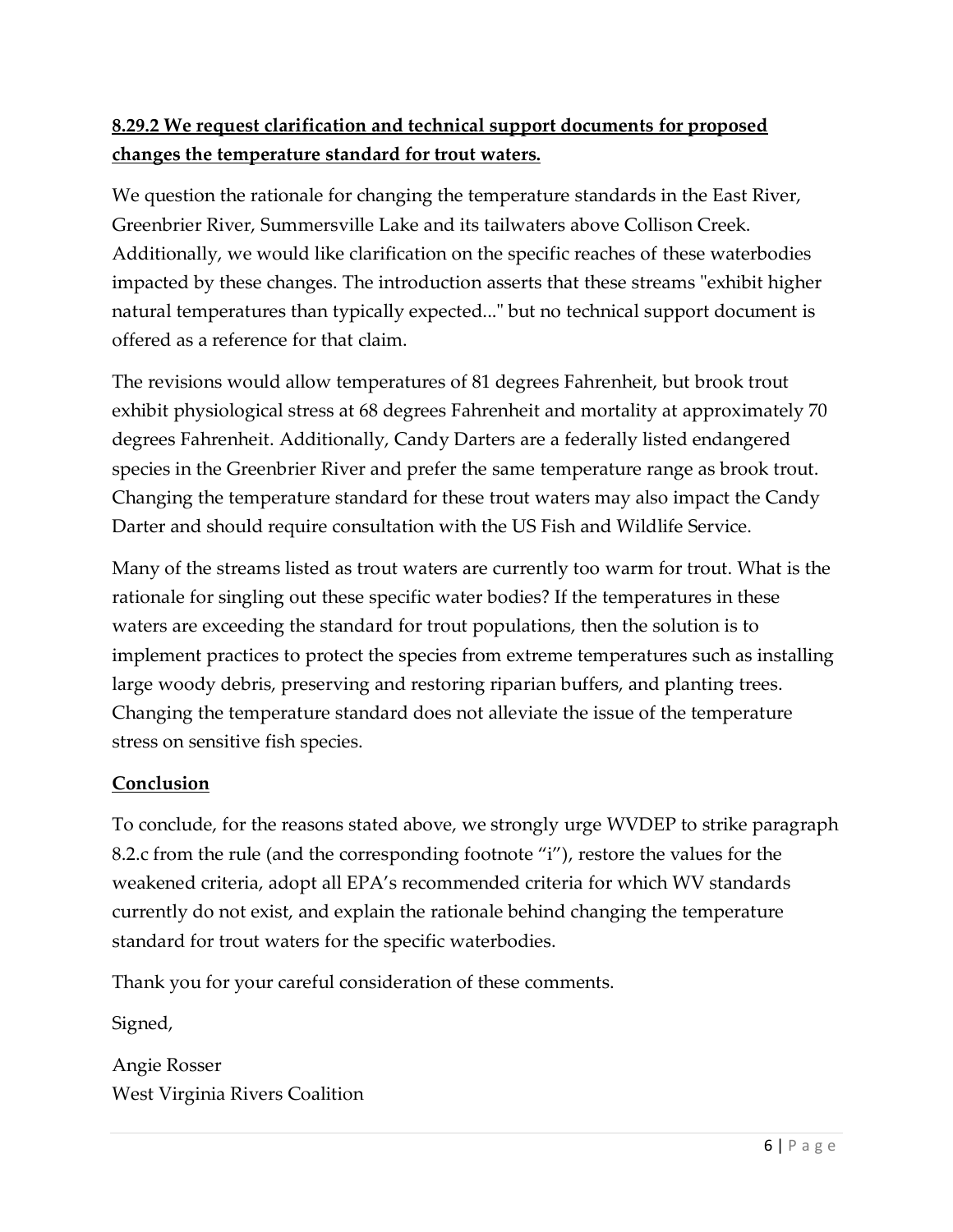**<u>8.29.2 We request clarification and technical support documents for proposed changes the temperature standard for trout waters.</u>**

We question the rationale for changing the temperature standards in the East River, Greenbrier River, Summersville Lake and its tailwaters above Collison Creek. Additionally, we would like clarification on the specific reaches of these waterbodies impacted by these changes. The introduction asserts that these streams "exhibit higher natural temperatures than typically expected..." but no technical support document is offered as a reference for that claim.

The revisions would allow temperatures of 81 degrees Fahrenheit, but brook trout exhibit physiological stress at 68 degrees Fahrenheit and mortality at approximately 70 degrees Fahrenheit. Additionally, Candy Darters are a federally listed endangered species in the Greenbrier River and prefer the same temperature range as brook trout. Changing the temperature standard for these trout waters may also impact the Candy Darter and should require consultation with the US Fish and Wildlife Service.

Many of the streams listed as trout waters are currently too warm for trout. What is the rationale for singling out these specific water bodies? If the temperatures in these waters are exceeding the standard for trout populations, then the solution is to implement practices to protect the species from extreme temperatures such as installing large woody debris, preserving and restoring riparian buffers, and planting trees. Changing the temperature standard does not alleviate the issue of the temperature stress on sensitive fish species.

**<u>Conclusion</u>**

To conclude, for the reasons stated above, we strongly urge WVDEP to strike paragraph 8.2.c from the rule (and the corresponding footnote "i"), restore the values for the weakened criteria, adopt all EPA's recommended criteria for which WV standards currently do not exist, and explain the rationale behind changing the temperature standard for trout waters for the specific waterbodies.

Thank you for your careful consideration of these comments.

Signed,

Angie Rosser
West Virginia Rivers Coalition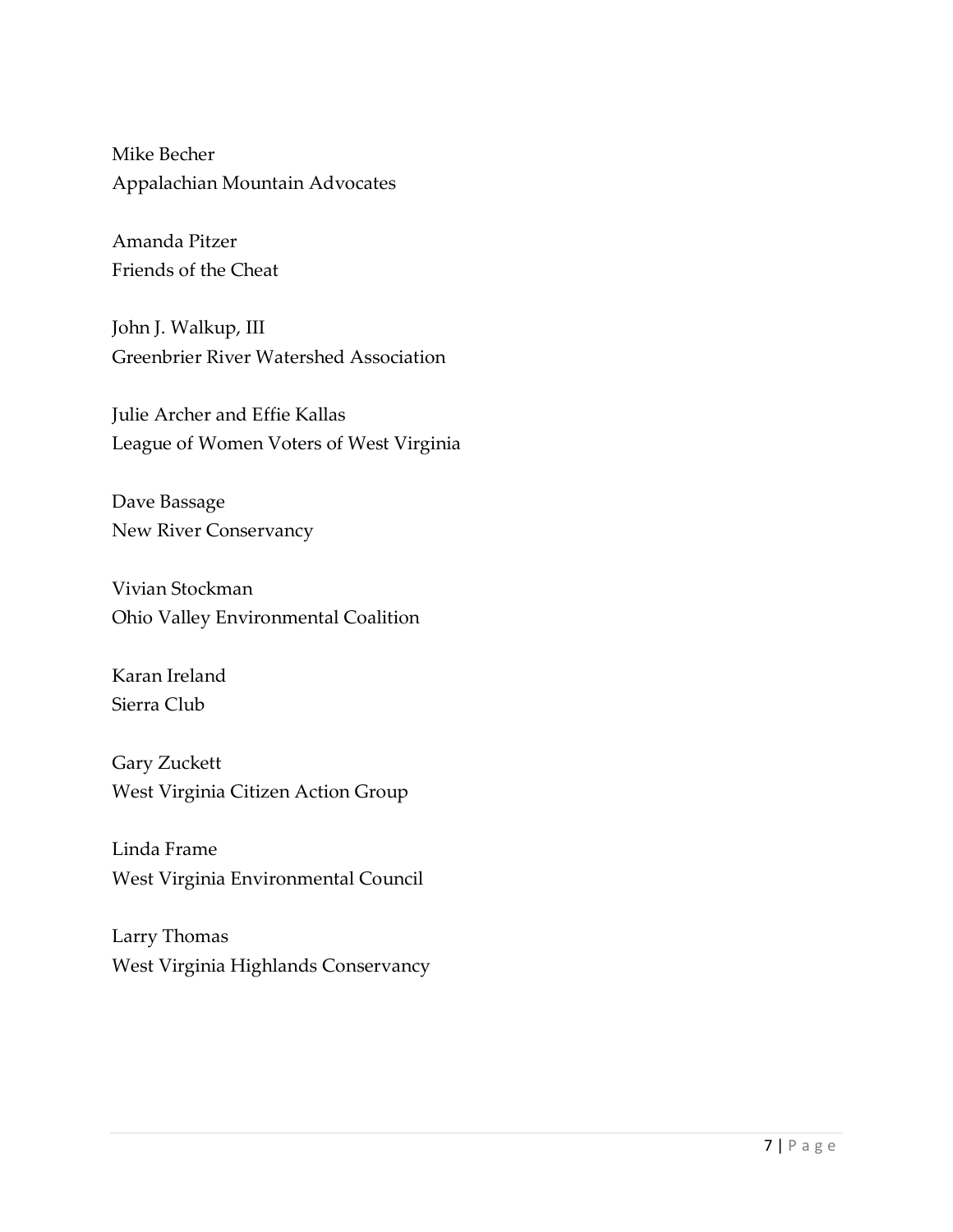Mike Becher
Appalachian Mountain Advocates

Amanda Pitzer
Friends of the Cheat

John J. Walkup, III
Greenbrier River Watershed Association

Julie Archer and Effie Kallas
League of Women Voters of West Virginia

Dave Bassage
New River Conservancy

Vivian Stockman
Ohio Valley Environmental Coalition

Karan Ireland
Sierra Club

Gary Zuckett
West Virginia Citizen Action Group

Linda Frame
West Virginia Environmental Council

Larry Thomas
West Virginia Highlands Conservancy